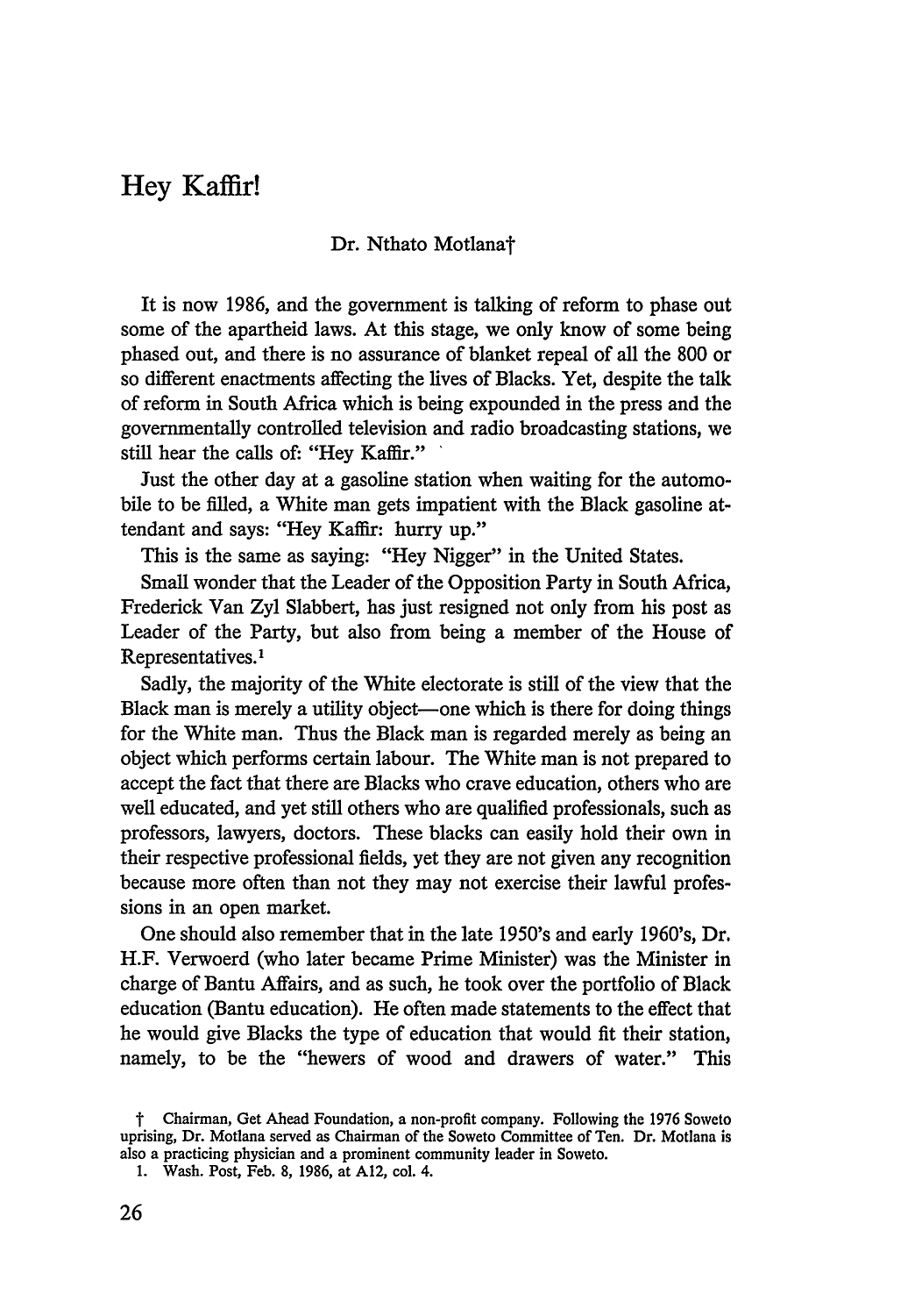# Hey Kaffir!

Dr. Nthato Motlana†

It is now 1986, and the government is talking of reform to phase out some of the apartheid laws. At this stage, we only know of some being phased out, and there is no assurance of blanket repeal of all the 800 or so different enactments affecting the lives of Blacks. Yet, despite the talk of reform in South Africa which is being expounded in the press and the governmentally controlled television and radio broadcasting stations, we still hear the calls of: "Hey Kaffir."

Just the other day at a gasoline station when waiting for the automobile to be filled, a White man gets impatient with the Black gasoline attendant and says: "Hey Kaffir: hurry up."

This is the same as saying: "Hey Nigger" in the United States.

Small wonder that the Leader of the Opposition Party in South Africa, Frederick Van Zyl Slabbert, has just resigned not only from his post as Leader of the Party, but also from being a member of the House of Representatives.[1]

Sadly, the majority of the White electorate is still of the view that the Black man is merely a utility object—one which is there for doing things for the White man. Thus the Black man is regarded merely as being an object which performs certain labour. The White man is not prepared to accept the fact that there are Blacks who crave education, others who are well educated, and yet still others who are qualified professionals, such as professors, lawyers, doctors. These blacks can easily hold their own in their respective professional fields, yet they are not given any recognition because more often than not they may not exercise their lawful professions in an open market.

One should also remember that in the late 1950's and early 1960's, Dr. H.F. Verwoerd (who later became Prime Minister) was the Minister in charge of Bantu Affairs, and as such, he took over the portfolio of Black education (Bantu education). He often made statements to the effect that he would give Blacks the type of education that would fit their station, namely, to be the "hewers of wood and drawers of water." This

† Chairman, Get Ahead Foundation, a non-profit company. Following the 1976 Soweto uprising, Dr. Motlana served as Chairman of the Soweto Committee of Ten. Dr. Motlana is also a practicing physician and a prominent community leader in Soweto.

1. Wash. Post, Feb. 8, 1986, at A12, col. 4.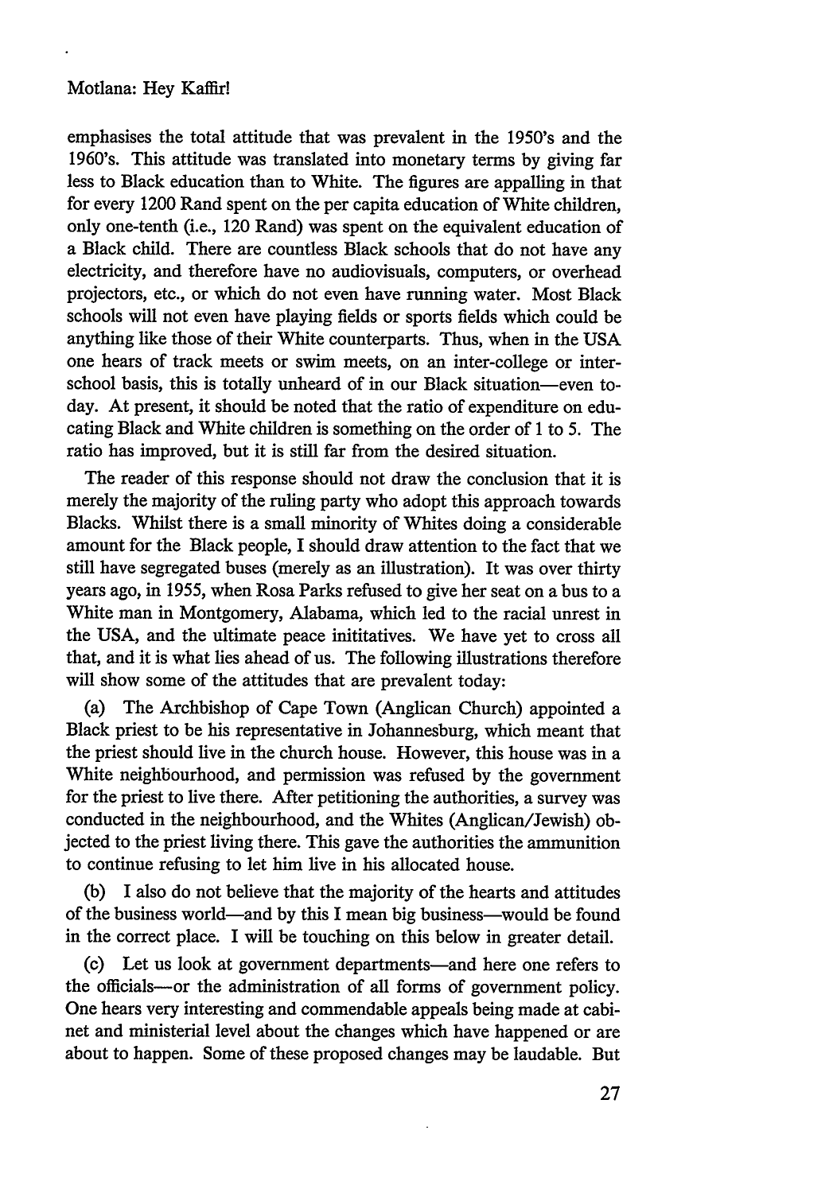emphasises the total attitude that was prevalent in the 1950's and the 1960's. This attitude was translated into monetary terms by giving far less to Black education than to White. The figures are appalling in that for every 1200 Rand spent on the per capita education of White children, only one-tenth (i.e., 120 Rand) was spent on the equivalent education of a Black child. There are countless Black schools that do not have any electricity, and therefore have no audiovisuals, computers, or overhead projectors, etc., or which do not even have running water. Most Black schools will not even have playing fields or sports fields which could be anything like those of their White counterparts. Thus, when in the USA one hears of track meets or swim meets, on an inter-college or inter-school basis, this is totally unheard of in our Black situation—even today. At present, it should be noted that the ratio of expenditure on educating Black and White children is something on the order of 1 to 5. The ratio has improved, but it is still far from the desired situation.

The reader of this response should not draw the conclusion that it is merely the majority of the ruling party who adopt this approach towards Blacks. Whilst there is a small minority of Whites doing a considerable amount for the Black people, I should draw attention to the fact that we still have segregated buses (merely as an illustration). It was over thirty years ago, in 1955, when Rosa Parks refused to give her seat on a bus to a White man in Montgomery, Alabama, which led to the racial unrest in the USA, and the ultimate peace inititatives. We have yet to cross all that, and it is what lies ahead of us. The following illustrations therefore will show some of the attitudes that are prevalent today:

(a) The Archbishop of Cape Town (Anglican Church) appointed a Black priest to be his representative in Johannesburg, which meant that the priest should live in the church house. However, this house was in a White neighbourhood, and permission was refused by the government for the priest to live there. After petitioning the authorities, a survey was conducted in the neighbourhood, and the Whites (Anglican/Jewish) objected to the priest living there. This gave the authorities the ammunition to continue refusing to let him live in his allocated house.

(b) I also do not believe that the majority of the hearts and attitudes of the business world—and by this I mean big business—would be found in the correct place. I will be touching on this below in greater detail.

(c) Let us look at government departments—and here one refers to the officials—or the administration of all forms of government policy. One hears very interesting and commendable appeals being made at cabinet and ministerial level about the changes which have happened or are about to happen. Some of these proposed changes may be laudable. But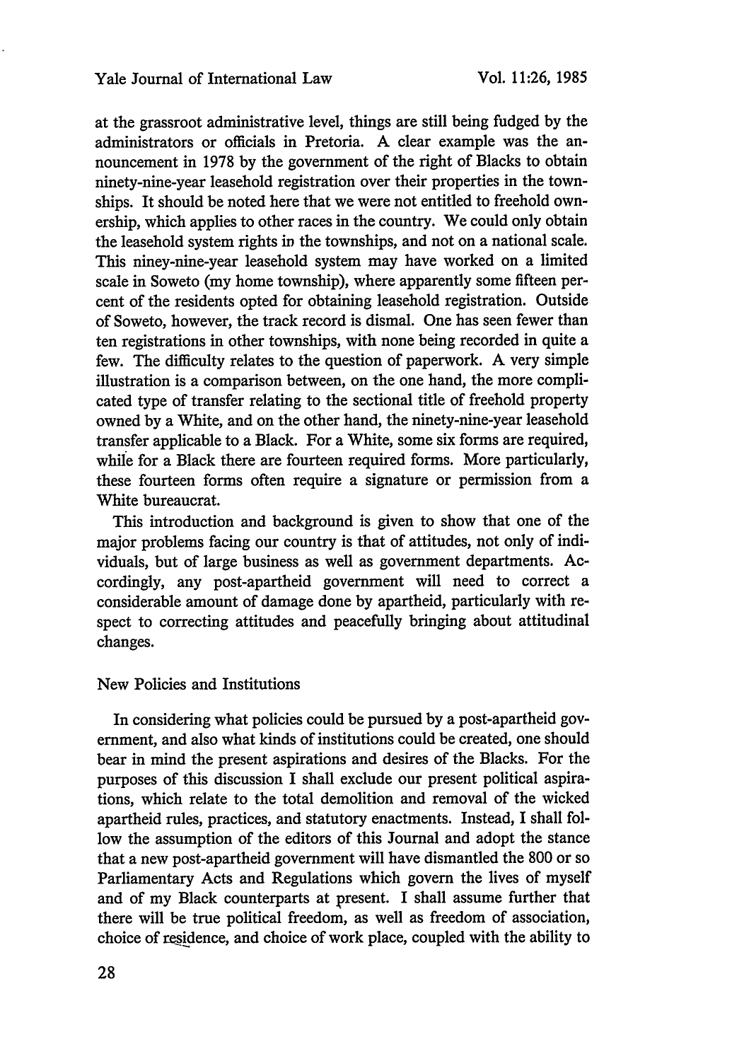at the grassroot administrative level, things are still being fudged by the administrators or officials in Pretoria. A clear example was the announcement in 1978 by the government of the right of Blacks to obtain ninety-nine-year leasehold registration over their properties in the townships. It should be noted here that we were not entitled to freehold ownership, which applies to other races in the country. We could only obtain the leasehold system rights in the townships, and not on a national scale. This niney-nine-year leasehold system may have worked on a limited scale in Soweto (my home township), where apparently some fifteen percent of the residents opted for obtaining leasehold registration. Outside of Soweto, however, the track record is dismal. One has seen fewer than ten registrations in other townships, with none being recorded in quite a few. The difficulty relates to the question of paperwork. A very simple illustration is a comparison between, on the one hand, the more complicated type of transfer relating to the sectional title of freehold property owned by a White, and on the other hand, the ninety-nine-year leasehold transfer applicable to a Black. For a White, some six forms are required, while for a Black there are fourteen required forms. More particularly, these fourteen forms often require a signature or permission from a White bureaucrat.

This introduction and background is given to show that one of the major problems facing our country is that of attitudes, not only of individuals, but of large business as well as government departments. Accordingly, any post-apartheid government will need to correct a considerable amount of damage done by apartheid, particularly with respect to correcting attitudes and peacefully bringing about attitudinal changes.

## New Policies and Institutions

In considering what policies could be pursued by a post-apartheid government, and also what kinds of institutions could be created, one should bear in mind the present aspirations and desires of the Blacks. For the purposes of this discussion I shall exclude our present political aspirations, which relate to the total demolition and removal of the wicked apartheid rules, practices, and statutory enactments. Instead, I shall follow the assumption of the editors of this Journal and adopt the stance that a new post-apartheid government will have dismantled the 800 or so Parliamentary Acts and Regulations which govern the lives of myself and of my Black counterparts at present. I shall assume further that there will be true political freedom, as well as freedom of association, choice of residence, and choice of work place, coupled with the ability to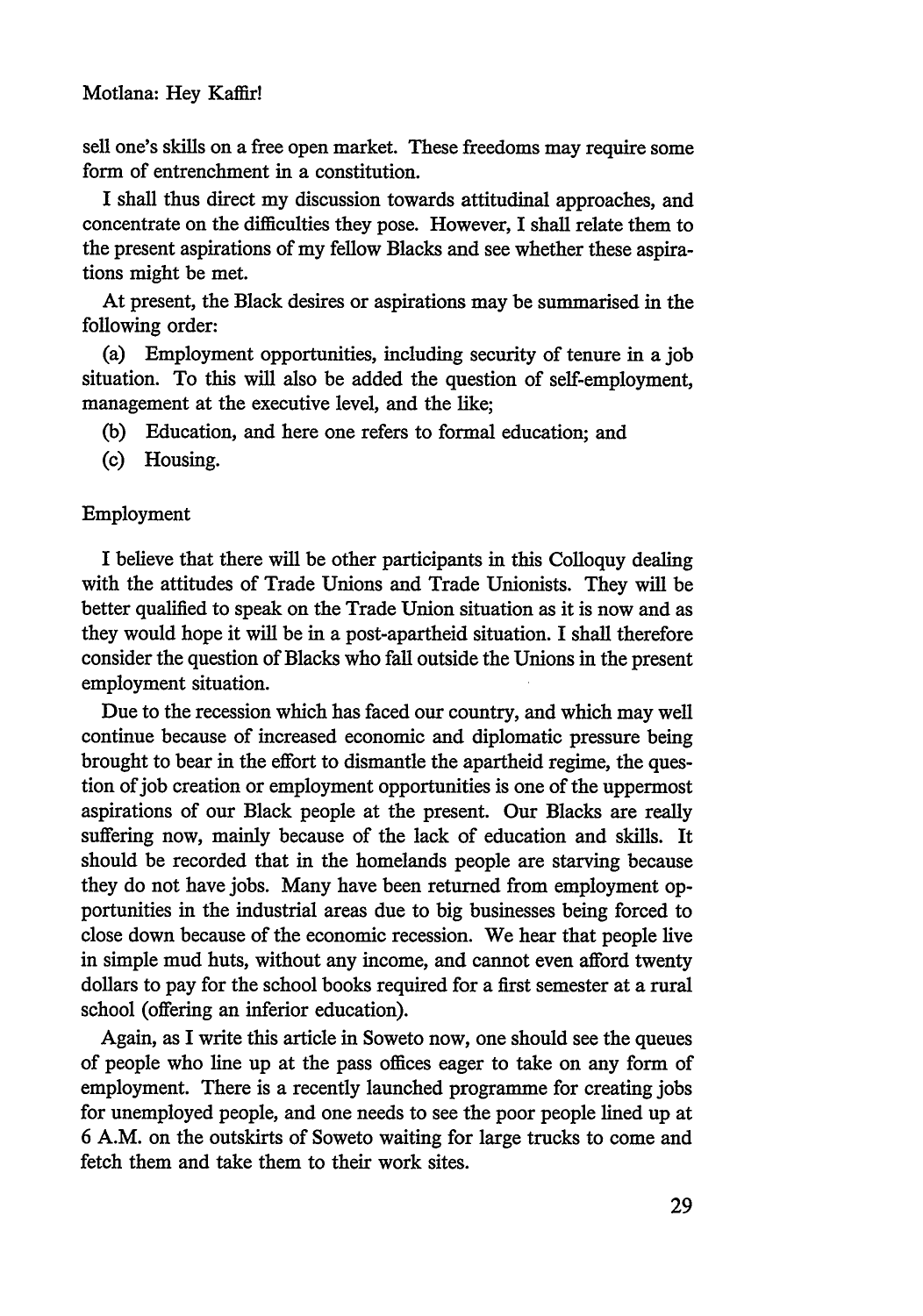sell one's skills on a free open market. These freedoms may require some form of entrenchment in a constitution.

I shall thus direct my discussion towards attitudinal approaches, and concentrate on the difficulties they pose. However, I shall relate them to the present aspirations of my fellow Blacks and see whether these aspirations might be met.

At present, the Black desires or aspirations may be summarised in the following order:

(a) Employment opportunities, including security of tenure in a job situation. To this will also be added the question of self-employment, management at the executive level, and the like;

(b) Education, and here one refers to formal education; and

(c) Housing.

## Employment

I believe that there will be other participants in this Colloquy dealing with the attitudes of Trade Unions and Trade Unionists. They will be better qualified to speak on the Trade Union situation as it is now and as they would hope it will be in a post-apartheid situation. I shall therefore consider the question of Blacks who fall outside the Unions in the present employment situation.

Due to the recession which has faced our country, and which may well continue because of increased economic and diplomatic pressure being brought to bear in the effort to dismantle the apartheid regime, the question of job creation or employment opportunities is one of the uppermost aspirations of our Black people at the present. Our Blacks are really suffering now, mainly because of the lack of education and skills. It should be recorded that in the homelands people are starving because they do not have jobs. Many have been returned from employment opportunities in the industrial areas due to big businesses being forced to close down because of the economic recession. We hear that people live in simple mud huts, without any income, and cannot even afford twenty dollars to pay for the school books required for a first semester at a rural school (offering an inferior education).

Again, as I write this article in Soweto now, one should see the queues of people who line up at the pass offices eager to take on any form of employment. There is a recently launched programme for creating jobs for unemployed people, and one needs to see the poor people lined up at 6 A.M. on the outskirts of Soweto waiting for large trucks to come and fetch them and take them to their work sites.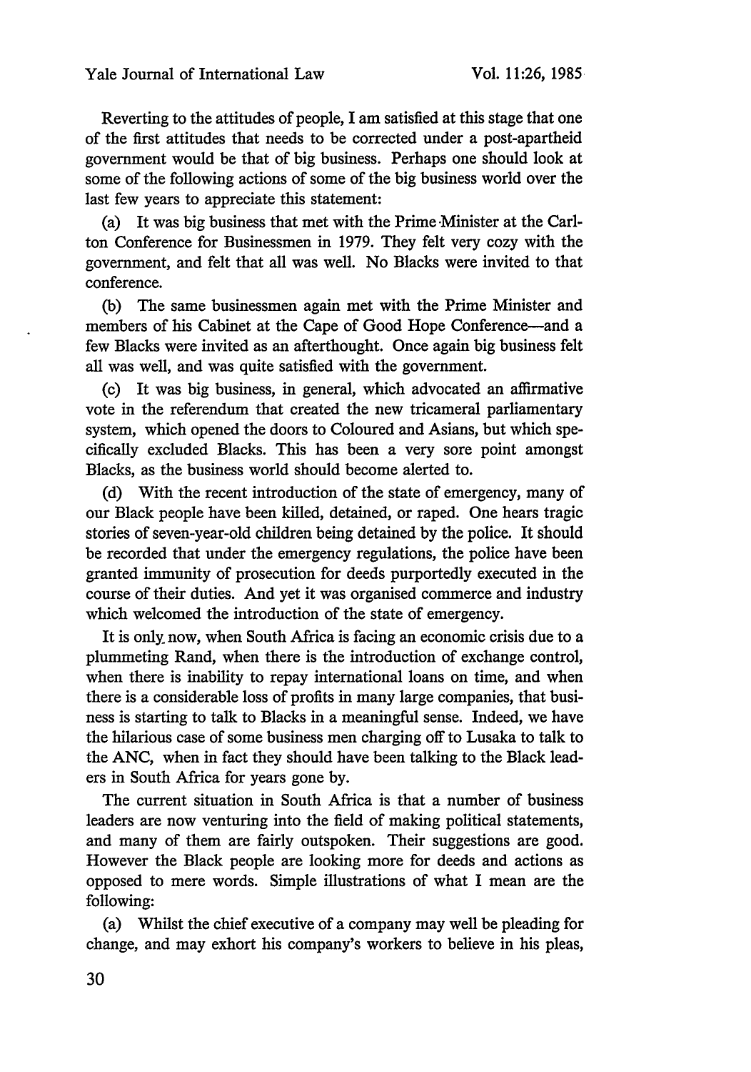Reverting to the attitudes of people, I am satisfied at this stage that one of the first attitudes that needs to be corrected under a post-apartheid government would be that of big business. Perhaps one should look at some of the following actions of some of the big business world over the last few years to appreciate this statement:

(a) It was big business that met with the Prime Minister at the Carlton Conference for Businessmen in 1979. They felt very cozy with the government, and felt that all was well. No Blacks were invited to that conference.

(b) The same businessmen again met with the Prime Minister and members of his Cabinet at the Cape of Good Hope Conference—and a few Blacks were invited as an afterthought. Once again big business felt all was well, and was quite satisfied with the government.

(c) It was big business, in general, which advocated an affirmative vote in the referendum that created the new tricameral parliamentary system, which opened the doors to Coloured and Asians, but which specifically excluded Blacks. This has been a very sore point amongst Blacks, as the business world should become alerted to.

(d) With the recent introduction of the state of emergency, many of our Black people have been killed, detained, or raped. One hears tragic stories of seven-year-old children being detained by the police. It should be recorded that under the emergency regulations, the police have been granted immunity of prosecution for deeds purportedly executed in the course of their duties. And yet it was organised commerce and industry which welcomed the introduction of the state of emergency.

It is only now, when South Africa is facing an economic crisis due to a plummeting Rand, when there is the introduction of exchange control, when there is inability to repay international loans on time, and when there is a considerable loss of profits in many large companies, that business is starting to talk to Blacks in a meaningful sense. Indeed, we have the hilarious case of some business men charging off to Lusaka to talk to the ANC, when in fact they should have been talking to the Black leaders in South Africa for years gone by.

The current situation in South Africa is that a number of business leaders are now venturing into the field of making political statements, and many of them are fairly outspoken. Their suggestions are good. However the Black people are looking more for deeds and actions as opposed to mere words. Simple illustrations of what I mean are the following:

(a) Whilst the chief executive of a company may well be pleading for change, and may exhort his company's workers to believe in his pleas,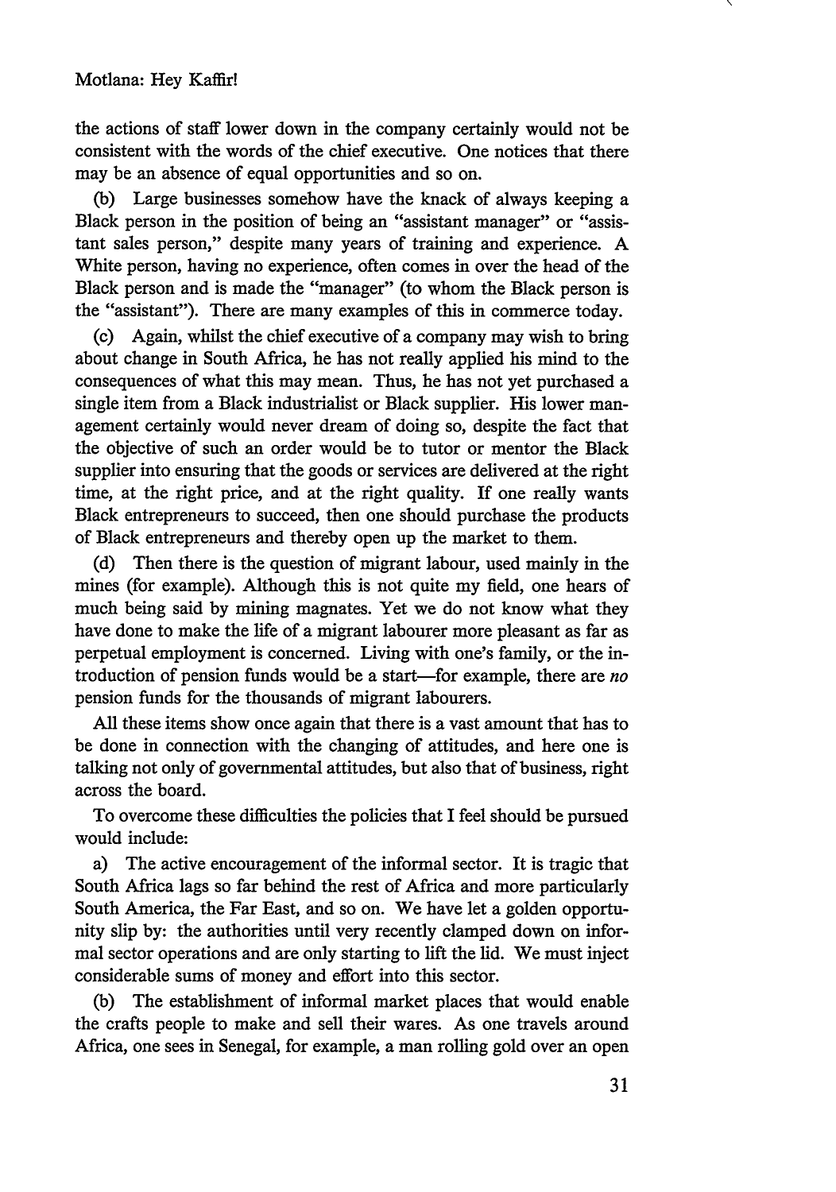the actions of staff lower down in the company certainly would not be consistent with the words of the chief executive. One notices that there may be an absence of equal opportunities and so on.

(b) Large businesses somehow have the knack of always keeping a Black person in the position of being an "assistant manager" or "assistant sales person," despite many years of training and experience. A White person, having no experience, often comes in over the head of the Black person and is made the "manager" (to whom the Black person is the "assistant"). There are many examples of this in commerce today.

(c) Again, whilst the chief executive of a company may wish to bring about change in South Africa, he has not really applied his mind to the consequences of what this may mean. Thus, he has not yet purchased a single item from a Black industrialist or Black supplier. His lower management certainly would never dream of doing so, despite the fact that the objective of such an order would be to tutor or mentor the Black supplier into ensuring that the goods or services are delivered at the right time, at the right price, and at the right quality. If one really wants Black entrepreneurs to succeed, then one should purchase the products of Black entrepreneurs and thereby open up the market to them.

(d) Then there is the question of migrant labour, used mainly in the mines (for example). Although this is not quite my field, one hears of much being said by mining magnates. Yet we do not know what they have done to make the life of a migrant labourer more pleasant as far as perpetual employment is concerned. Living with one's family, or the introduction of pension funds would be a start—for example, there are *no* pension funds for the thousands of migrant labourers.

All these items show once again that there is a vast amount that has to be done in connection with the changing of attitudes, and here one is talking not only of governmental attitudes, but also that of business, right across the board.

To overcome these difficulties the policies that I feel should be pursued would include:

a) The active encouragement of the informal sector. It is tragic that South Africa lags so far behind the rest of Africa and more particularly South America, the Far East, and so on. We have let a golden opportunity slip by: the authorities until very recently clamped down on informal sector operations and are only starting to lift the lid. We must inject considerable sums of money and effort into this sector.

(b) The establishment of informal market places that would enable the crafts people to make and sell their wares. As one travels around Africa, one sees in Senegal, for example, a man rolling gold over an open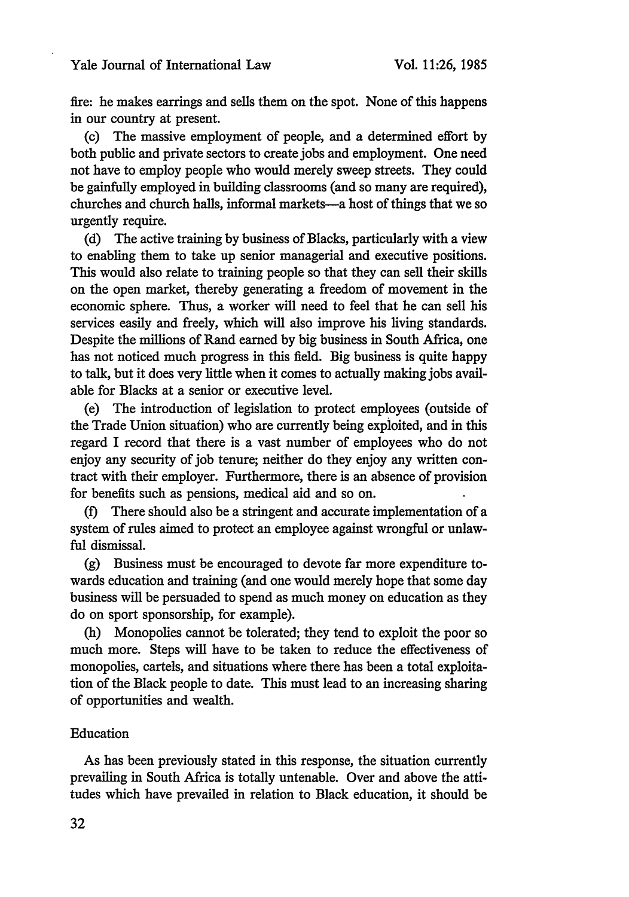fire: he makes earrings and sells them on the spot. None of this happens in our country at present.

(c) The massive employment of people, and a determined effort by both public and private sectors to create jobs and employment. One need not have to employ people who would merely sweep streets. They could be gainfully employed in building classrooms (and so many are required), churches and church halls, informal markets—a host of things that we so urgently require.

(d) The active training by business of Blacks, particularly with a view to enabling them to take up senior managerial and executive positions. This would also relate to training people so that they can sell their skills on the open market, thereby generating a freedom of movement in the economic sphere. Thus, a worker will need to feel that he can sell his services easily and freely, which will also improve his living standards. Despite the millions of Rand earned by big business in South Africa, one has not noticed much progress in this field. Big business is quite happy to talk, but it does very little when it comes to actually making jobs available for Blacks at a senior or executive level.

(e) The introduction of legislation to protect employees (outside of the Trade Union situation) who are currently being exploited, and in this regard I record that there is a vast number of employees who do not enjoy any security of job tenure; neither do they enjoy any written contract with their employer. Furthermore, there is an absence of provision for benefits such as pensions, medical aid and so on.

(f) There should also be a stringent and accurate implementation of a system of rules aimed to protect an employee against wrongful or unlawful dismissal.

(g) Business must be encouraged to devote far more expenditure towards education and training (and one would merely hope that some day business will be persuaded to spend as much money on education as they do on sport sponsorship, for example).

(h) Monopolies cannot be tolerated; they tend to exploit the poor so much more. Steps will have to be taken to reduce the effectiveness of monopolies, cartels, and situations where there has been a total exploitation of the Black people to date. This must lead to an increasing sharing of opportunities and wealth.

## Education

As has been previously stated in this response, the situation currently prevailing in South Africa is totally untenable. Over and above the attitudes which have prevailed in relation to Black education, it should be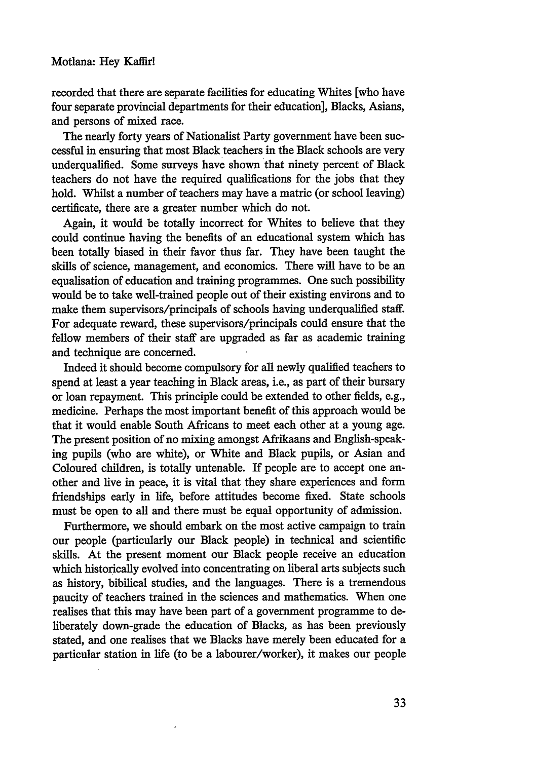recorded that there are separate facilities for educating Whites [who have four separate provincial departments for their education], Blacks, Asians, and persons of mixed race.

The nearly forty years of Nationalist Party government have been successful in ensuring that most Black teachers in the Black schools are very underqualified. Some surveys have shown that ninety percent of Black teachers do not have the required qualifications for the jobs that they hold. Whilst a number of teachers may have a matric (or school leaving) certificate, there are a greater number which do not.

Again, it would be totally incorrect for Whites to believe that they could continue having the benefits of an educational system which has been totally biased in their favor thus far. They have been taught the skills of science, management, and economics. There will have to be an equalisation of education and training programmes. One such possibility would be to take well-trained people out of their existing environs and to make them supervisors/principals of schools having underqualified staff. For adequate reward, these supervisors/principals could ensure that the fellow members of their staff are upgraded as far as academic training and technique are concerned.

Indeed it should become compulsory for all newly qualified teachers to spend at least a year teaching in Black areas, i.e., as part of their bursary or loan repayment. This principle could be extended to other fields, e.g., medicine. Perhaps the most important benefit of this approach would be that it would enable South Africans to meet each other at a young age. The present position of no mixing amongst Afrikaans and English-speaking pupils (who are white), or White and Black pupils, or Asian and Coloured children, is totally untenable. If people are to accept one another and live in peace, it is vital that they share experiences and form friendships early in life, before attitudes become fixed. State schools must be open to all and there must be equal opportunity of admission.

Furthermore, we should embark on the most active campaign to train our people (particularly our Black people) in technical and scientific skills. At the present moment our Black people receive an education which historically evolved into concentrating on liberal arts subjects such as history, bibilical studies, and the languages. There is a tremendous paucity of teachers trained in the sciences and mathematics. When one realises that this may have been part of a government programme to deliberately down-grade the education of Blacks, as has been previously stated, and one realises that we Blacks have merely been educated for a particular station in life (to be a labourer/worker), it makes our people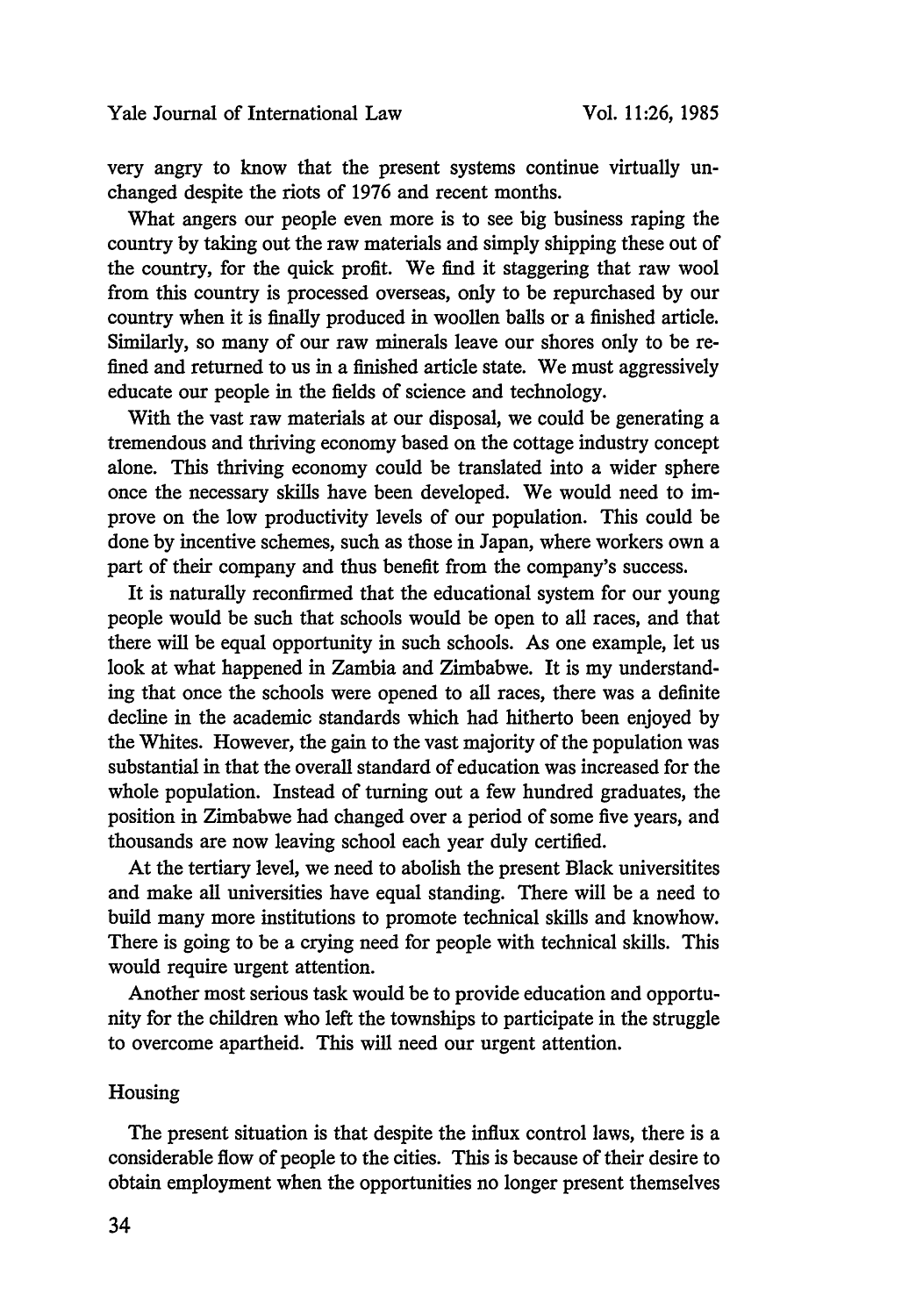very angry to know that the present systems continue virtually unchanged despite the riots of 1976 and recent months.

What angers our people even more is to see big business raping the country by taking out the raw materials and simply shipping these out of the country, for the quick profit. We find it staggering that raw wool from this country is processed overseas, only to be repurchased by our country when it is finally produced in woollen balls or a finished article. Similarly, so many of our raw minerals leave our shores only to be refined and returned to us in a finished article state. We must aggressively educate our people in the fields of science and technology.

With the vast raw materials at our disposal, we could be generating a tremendous and thriving economy based on the cottage industry concept alone. This thriving economy could be translated into a wider sphere once the necessary skills have been developed. We would need to improve on the low productivity levels of our population. This could be done by incentive schemes, such as those in Japan, where workers own a part of their company and thus benefit from the company's success.

It is naturally reconfirmed that the educational system for our young people would be such that schools would be open to all races, and that there will be equal opportunity in such schools. As one example, let us look at what happened in Zambia and Zimbabwe. It is my understanding that once the schools were opened to all races, there was a definite decline in the academic standards which had hitherto been enjoyed by the Whites. However, the gain to the vast majority of the population was substantial in that the overall standard of education was increased for the whole population. Instead of turning out a few hundred graduates, the position in Zimbabwe had changed over a period of some five years, and thousands are now leaving school each year duly certified.

At the tertiary level, we need to abolish the present Black universitites and make all universities have equal standing. There will be a need to build many more institutions to promote technical skills and knowhow. There is going to be a crying need for people with technical skills. This would require urgent attention.

Another most serious task would be to provide education and opportunity for the children who left the townships to participate in the struggle to overcome apartheid. This will need our urgent attention.

## Housing

The present situation is that despite the influx control laws, there is a considerable flow of people to the cities. This is because of their desire to obtain employment when the opportunities no longer present themselves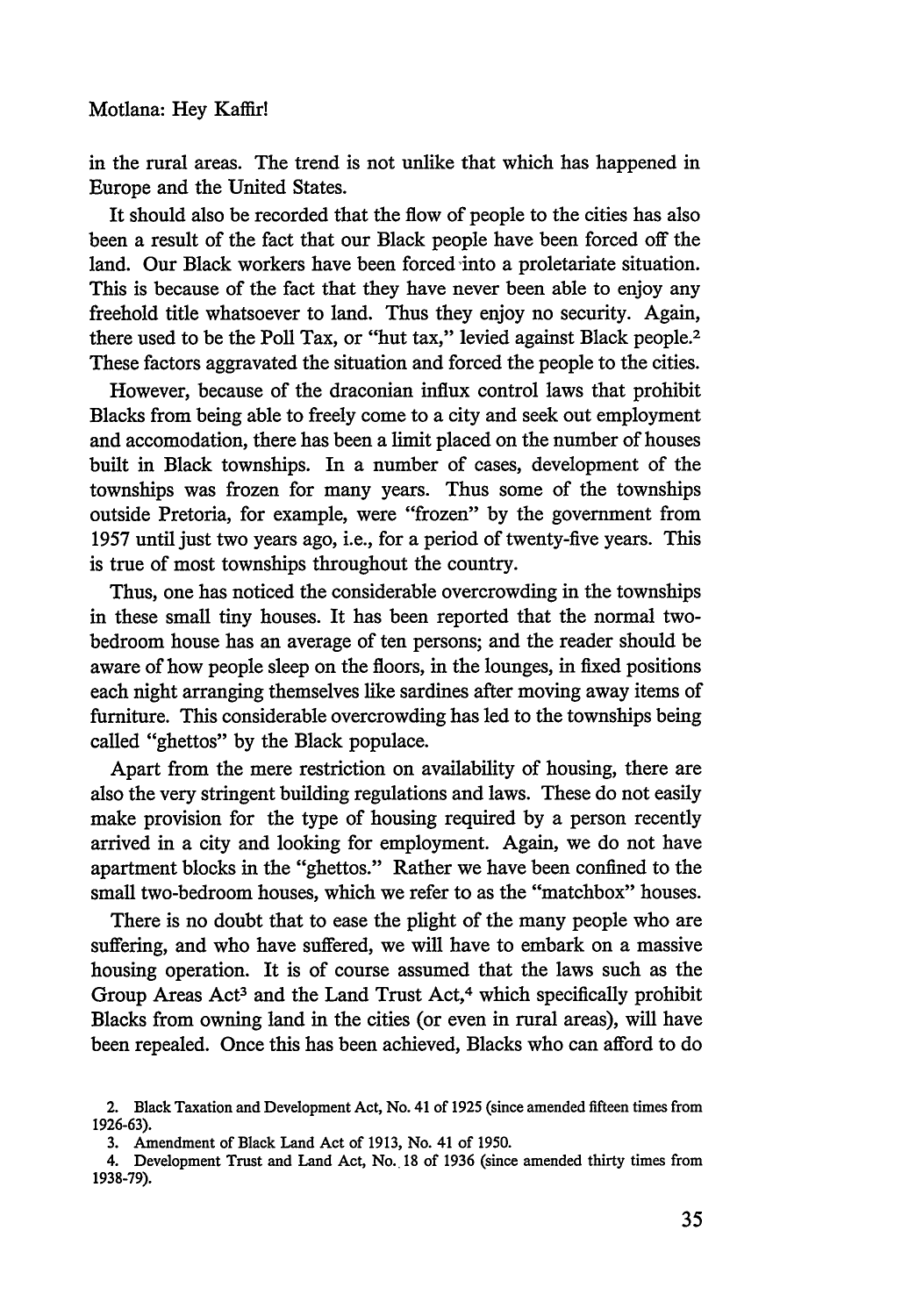in the rural areas. The trend is not unlike that which has happened in Europe and the United States.

It should also be recorded that the flow of people to the cities has also been a result of the fact that our Black people have been forced off the land. Our Black workers have been forced into a proletariate situation. This is because of the fact that they have never been able to enjoy any freehold title whatsoever to land. Thus they enjoy no security. Again, there used to be the Poll Tax, or "hut tax," levied against Black people.[2] These factors aggravated the situation and forced the people to the cities.

However, because of the draconian influx control laws that prohibit Blacks from being able to freely come to a city and seek out employment and accomodation, there has been a limit placed on the number of houses built in Black townships. In a number of cases, development of the townships was frozen for many years. Thus some of the townships outside Pretoria, for example, were "frozen" by the government from 1957 until just two years ago, i.e., for a period of twenty-five years. This is true of most townships throughout the country.

Thus, one has noticed the considerable overcrowding in the townships in these small tiny houses. It has been reported that the normal two-bedroom house has an average of ten persons; and the reader should be aware of how people sleep on the floors, in the lounges, in fixed positions each night arranging themselves like sardines after moving away items of furniture. This considerable overcrowding has led to the townships being called "ghettos" by the Black populace.

Apart from the mere restriction on availability of housing, there are also the very stringent building regulations and laws. These do not easily make provision for the type of housing required by a person recently arrived in a city and looking for employment. Again, we do not have apartment blocks in the "ghettos." Rather we have been confined to the small two-bedroom houses, which we refer to as the "matchbox" houses.

There is no doubt that to ease the plight of the many people who are suffering, and who have suffered, we will have to embark on a massive housing operation. It is of course assumed that the laws such as the Group Areas Act[3] and the Land Trust Act,[4] which specifically prohibit Blacks from owning land in the cities (or even in rural areas), will have been repealed. Once this has been achieved, Blacks who can afford to do

2. Black Taxation and Development Act, No. 41 of 1925 (since amended fifteen times from 1926-63).

3. Amendment of Black Land Act of 1913, No. 41 of 1950.

4. Development Trust and Land Act, No. 18 of 1936 (since amended thirty times from 1938-79).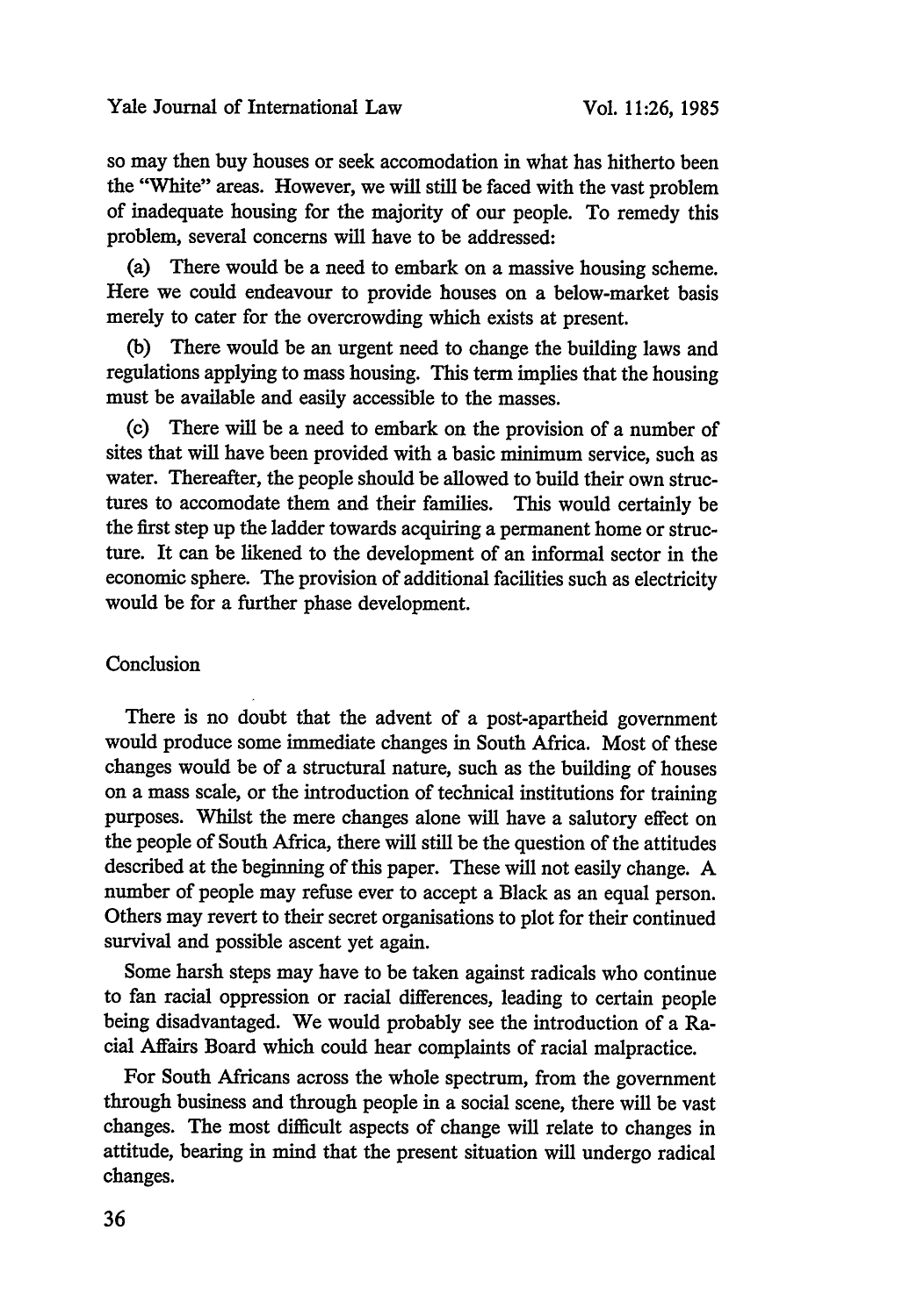so may then buy houses or seek accomodation in what has hitherto been the "White" areas. However, we will still be faced with the vast problem of inadequate housing for the majority of our people. To remedy this problem, several concerns will have to be addressed:

(a) There would be a need to embark on a massive housing scheme. Here we could endeavour to provide houses on a below-market basis merely to cater for the overcrowding which exists at present.

(b) There would be an urgent need to change the building laws and regulations applying to mass housing. This term implies that the housing must be available and easily accessible to the masses.

(c) There will be a need to embark on the provision of a number of sites that will have been provided with a basic minimum service, such as water. Thereafter, the people should be allowed to build their own structures to accomodate them and their families. This would certainly be the first step up the ladder towards acquiring a permanent home or structure. It can be likened to the development of an informal sector in the economic sphere. The provision of additional facilities such as electricity would be for a further phase development.

## Conclusion

There is no doubt that the advent of a post-apartheid government would produce some immediate changes in South Africa. Most of these changes would be of a structural nature, such as the building of houses on a mass scale, or the introduction of technical institutions for training purposes. Whilst the mere changes alone will have a salutory effect on the people of South Africa, there will still be the question of the attitudes described at the beginning of this paper. These will not easily change. A number of people may refuse ever to accept a Black as an equal person. Others may revert to their secret organisations to plot for their continued survival and possible ascent yet again.

Some harsh steps may have to be taken against radicals who continue to fan racial oppression or racial differences, leading to certain people being disadvantaged. We would probably see the introduction of a Racial Affairs Board which could hear complaints of racial malpractice.

For South Africans across the whole spectrum, from the government through business and through people in a social scene, there will be vast changes. The most difficult aspects of change will relate to changes in attitude, bearing in mind that the present situation will undergo radical changes.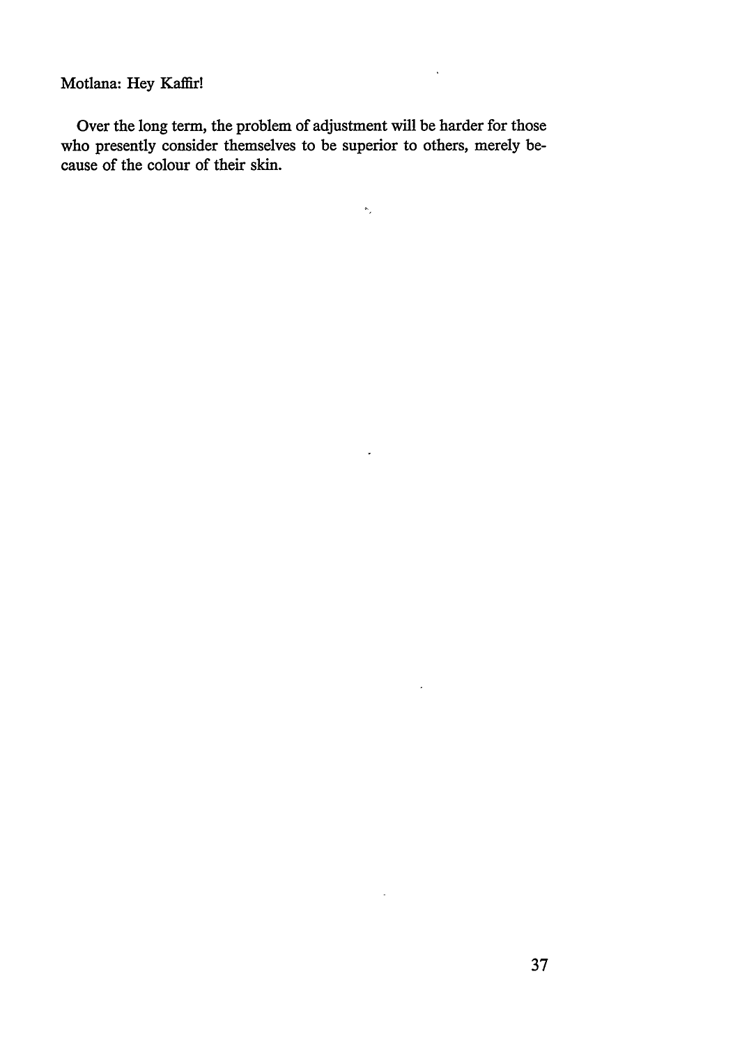Motlana: Hey Kaffir!

Over the long term, the problem of adjustment will be harder for those who presently consider themselves to be superior to others, merely because of the colour of their skin.